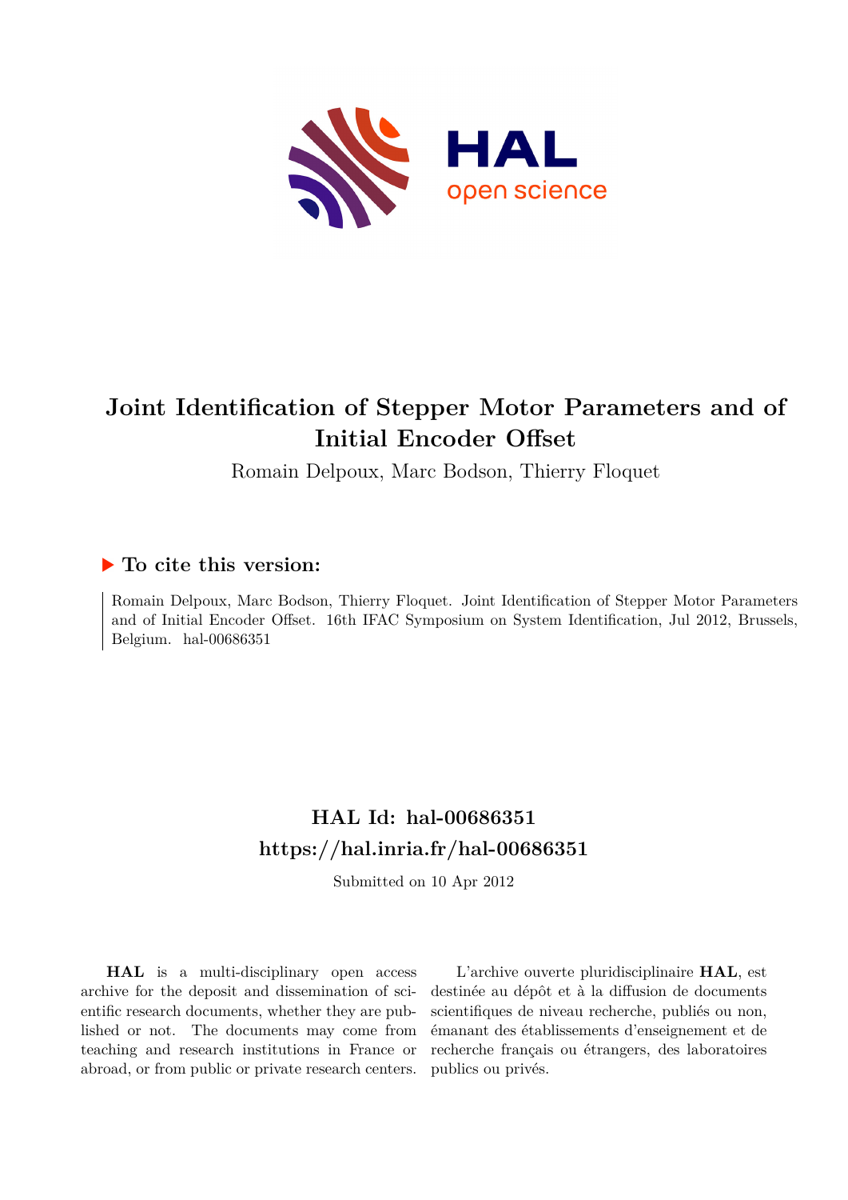# Joint Identification of Stepper Motor Parameters and of Initial Encoder Offset

Romain Delpoux, Marc Bodson, Thierry Floquet

## ▶ To cite this version:

Romain Delpoux, Marc Bodson, Thierry Floquet. Joint Identification of Stepper Motor Parameters and of Initial Encoder Offset. 16th IFAC Symposium on System Identification, Jul 2012, Brussels, Belgium. hal-00686351

## HAL Id: hal-00686351
## https://hal.inria.fr/hal-00686351

Submitted on 10 Apr 2012

**HAL** is a multi-disciplinary open access archive for the deposit and dissemination of scientific research documents, whether they are published or not. The documents may come from teaching and research institutions in France or abroad, or from public or private research centers.

L'archive ouverte pluridisciplinaire **HAL**, est destinée au dépôt et à la diffusion de documents scientifiques de niveau recherche, publiés ou non, émanant des établissements d'enseignement et de recherche français ou étrangers, des laboratoires publics ou privés.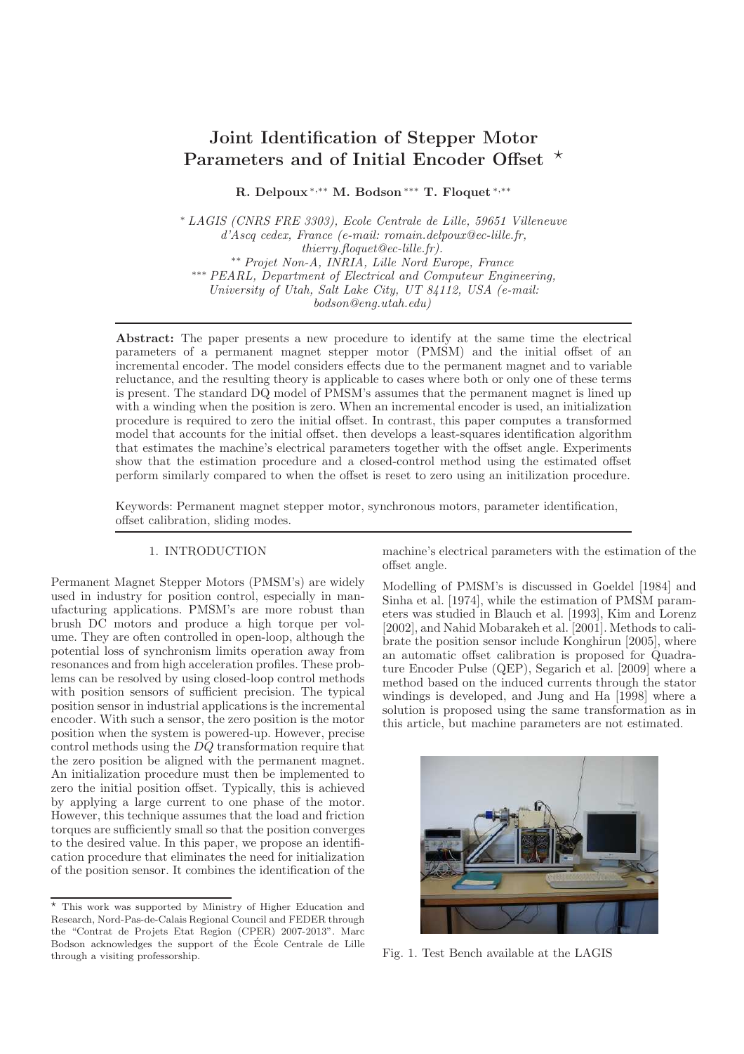# Joint Identification of Stepper Motor Parameters and of Initial Encoder Offset ⋆

**R. Delpoux** [*,**] **M. Bodson** [***] **T. Floquet** [*,**]

[*] *LAGIS (CNRS FRE 3303), Ecole Centrale de Lille, 59651 Villeneuve d'Ascq cedex, France (e-mail: romain.delpoux@ec-lille.fr, thierry.floquet@ec-lille.fr).*
[**] *Projet Non-A, INRIA, Lille Nord Europe, France*
[***] *PEARL, Department of Electrical and Computeur Engineering, University of Utah, Salt Lake City, UT 84112, USA (e-mail: bodson@eng.utah.edu)*

**Abstract:** The paper presents a new procedure to identify at the same time the electrical parameters of a permanent magnet stepper motor (PMSM) and the initial offset of an incremental encoder. The model considers effects due to the permanent magnet and to variable reluctance, and the resulting theory is applicable to cases where both or only one of these terms is present. The standard DQ model of PMSM's assumes that the permanent magnet is lined up with a winding when the position is zero. When an incremental encoder is used, an initialization procedure is required to zero the initial offset. In contrast, this paper computes a transformed model that accounts for the initial offset. then develops a least-squares identification algorithm that estimates the machine's electrical parameters together with the offset angle. Experiments show that the estimation procedure and a closed-control method using the estimated offset perform similarly compared to when the offset is reset to zero using an initilization procedure.

Keywords: Permanent magnet stepper motor, synchronous motors, parameter identification, offset calibration, sliding modes.

## 1. INTRODUCTION

Permanent Magnet Stepper Motors (PMSM's) are widely used in industry for position control, especially in manufacturing applications. PMSM's are more robust than brush DC motors and produce a high torque per volume. They are often controlled in open-loop, although the potential loss of synchronism limits operation away from resonances and from high acceleration profiles. These problems can be resolved by using closed-loop control methods with position sensors of sufficient precision. The typical position sensor in industrial applications is the incremental encoder. With such a sensor, the zero position is the motor position when the system is powered-up. However, precise control methods using the *DQ* transformation require that the zero position be aligned with the permanent magnet. An initialization procedure must then be implemented to zero the initial position offset. Typically, this is achieved by applying a large current to one phase of the motor. However, this technique assumes that the load and friction torques are sufficiently small so that the position converges to the desired value. In this paper, we propose an identification procedure that eliminates the need for initialization of the position sensor. It combines the identification of the machine's electrical parameters with the estimation of the offset angle.

Modelling of PMSM's is discussed in Goeldel [1984] and Sinha et al. [1974], while the estimation of PMSM parameters was studied in Blauch et al. [1993], Kim and Lorenz [2002], and Nahid Mobarakeh et al. [2001]. Methods to calibrate the position sensor include Konghirun [2005], where an automatic offset calibration is proposed for Quadrature Encoder Pulse (QEP), Segarich et al. [2009] where a method based on the induced currents through the stator windings is developed, and Jung and Ha [1998] where a solution is proposed using the same transformation as in this article, but machine parameters are not estimated.

Fig. 1. Test Bench available at the LAGIS

⋆ This work was supported by Ministry of Higher Education and Research, Nord-Pas-de-Calais Regional Council and FEDER through the "Contrat de Projets Etat Region (CPER) 2007-2013". Marc Bodson acknowledges the support of the École Centrale de Lille through a visiting professorship.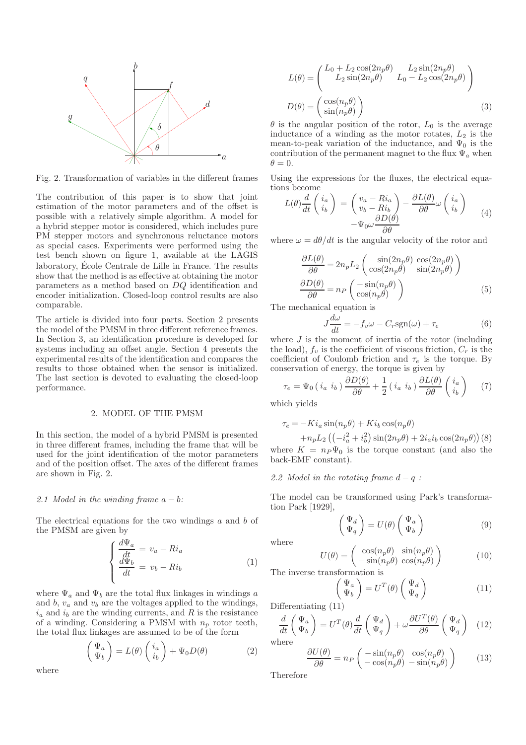Fig. 2. Transformation of variables in the different frames

The contribution of this paper is to show that joint estimation of the motor parameters and of the offset is possible with a relatively simple algorithm. A model for a hybrid stepper motor is considered, which includes pure PM stepper motors and synchronous reluctance motors as special cases. Experiments were performed using the test bench shown on figure 1, available at the LAGIS laboratory, École Centrale de Lille in France. The results show that the method is as effective at obtaining the motor parameters as a method based on $DQ$ identification and encoder initialization. Closed-loop control results are also comparable.

The article is divided into four parts. Section 2 presents the model of the PMSM in three different reference frames. In Section 3, an identification procedure is developed for systems including an offset angle. Section 4 presents the experimental results of the identification and compares the results to those obtained when the sensor is initialized. The last section is devoted to evaluating the closed-loop performance.

## 2. MODEL OF THE PMSM

In this section, the model of a hybrid PMSM is presented in three different frames, including the frame that will be used for the joint identification of the motor parameters and of the position offset. The axes of the different frames are shown in Fig. 2.

### *2.1 Model in the winding frame $a-b$:*

The electrical equations for the two windings $a$ and $b$ of the PMSM are given by

$$\begin{cases} \dfrac{d\Psi_a}{dt} = v_a - Ri_a \\ \dfrac{d\Psi_b}{dt} = v_b - Ri_b \end{cases} \tag{1}$$

where $\Psi_a$ and $\Psi_b$ are the total flux linkages in windings $a$ and $b$, $v_a$ and $v_b$ are the voltages applied to the windings, $i_a$ and $i_b$ are the winding currents, and $R$ is the resistance of a winding. Considering a PMSM with $n_p$ rotor teeth, the total flux linkages are assumed to be of the form

$$\begin{pmatrix} \Psi_a \\ \Psi_b \end{pmatrix} = L(\theta) \begin{pmatrix} i_a \\ i_b \end{pmatrix} + \Psi_0 D(\theta) \tag{2}$$

where

$$L(\theta) = \begin{pmatrix} L_0 + L_2\cos(2n_p\theta) & L_2\sin(2n_p\theta) \\ L_2\sin(2n_p\theta) & L_0 - L_2\cos(2n_p\theta) \end{pmatrix}$$

$$D(\theta) = \begin{pmatrix} \cos(n_p\theta) \\ \sin(n_p\theta) \end{pmatrix} \tag{3}$$

$\theta$ is the angular position of the rotor, $L_0$ is the average inductance of a winding as the motor rotates, $L_2$ is the mean-to-peak variation of the inductance, and $\Psi_0$ is the contribution of the permanent magnet to the flux $\Psi_a$ when $\theta = 0$.

Using the expressions for the fluxes, the electrical equations become

$$L(\theta)\frac{d}{dt}\begin{pmatrix} i_a \\ i_b \end{pmatrix} = \begin{pmatrix} v_a - Ri_a \\ v_b - Ri_b \end{pmatrix} - \frac{\partial L(\theta)}{\partial\theta}\omega\begin{pmatrix} i_a \\ i_b \end{pmatrix} - \Psi_0\omega\frac{\partial D(\theta)}{\partial\theta} \tag{4}$$

where $\omega = d\theta/dt$ is the angular velocity of the rotor and

$$\frac{\partial L(\theta)}{\partial\theta} = 2n_pL_2\begin{pmatrix} -\sin(2n_p\theta) & \cos(2n_p\theta) \\ \cos(2n_p\theta) & \sin(2n_p\theta) \end{pmatrix}$$

$$\frac{\partial D(\theta)}{\partial\theta} = n_P\begin{pmatrix} -\sin(n_p\theta) \\ \cos(n_p\theta) \end{pmatrix} \tag{5}$$

The mechanical equation is

$$J\frac{d\omega}{dt} = -f_v\omega - C_r\text{sgn}(\omega) + \tau_e \tag{6}$$

where $J$ is the moment of inertia of the rotor (including the load), $f_v$ is the coefficient of viscous friction, $C_r$ is the coefficient of Coulomb friction and $\tau_e$ is the torque. By conservation of energy, the torque is given by

$$\tau_e = \Psi_0 \begin{pmatrix} i_a & i_b \end{pmatrix}\frac{\partial D(\theta)}{\partial\theta} + \frac{1}{2}\begin{pmatrix} i_a & i_b \end{pmatrix}\frac{\partial L(\theta)}{\partial\theta}\begin{pmatrix} i_a \\ i_b \end{pmatrix} \tag{7}$$

which yields

$$\begin{aligned}\tau_e = &-Ki_a\sin(n_p\theta) + Ki_b\cos(n_p\theta) \\ &+ n_pL_2\left(\left(-i_a^2 + i_b^2\right)\sin(2n_p\theta) + 2i_ai_b\cos(2n_p\theta)\right)\end{aligned} \tag{8}$$

where $K = n_P\Psi_0$ is the torque constant (and also the back-EMF constant).

### *2.2 Model in the rotating frame $d-q$ :*

The model can be transformed using Park's transformation Park [1929],

$$\begin{pmatrix} \Psi_d \\ \Psi_q \end{pmatrix} = U(\theta)\begin{pmatrix} \Psi_a \\ \Psi_b \end{pmatrix} \tag{9}$$

where

$$U(\theta) = \begin{pmatrix} \cos(n_p\theta) & \sin(n_p\theta) \\ -\sin(n_p\theta) & \cos(n_p\theta) \end{pmatrix} \tag{10}$$

The inverse transformation is

$$\begin{pmatrix} \Psi_a \\ \Psi_b \end{pmatrix} = U^T(\theta)\begin{pmatrix} \Psi_d \\ \Psi_q \end{pmatrix} \tag{11}$$

Differentiating (11)

$$\frac{d}{dt}\begin{pmatrix} \Psi_a \\ \Psi_b \end{pmatrix} = U^T(\theta)\frac{d}{dt}\begin{pmatrix} \Psi_d \\ \Psi_q \end{pmatrix} + \omega\frac{\partial U^T(\theta)}{\partial\theta}\begin{pmatrix} \Psi_d \\ \Psi_q \end{pmatrix} \tag{12}$$

where

$$\frac{\partial U(\theta)}{\partial\theta} = n_P\begin{pmatrix} -\sin(n_p\theta) & \cos(n_p\theta) \\ -\cos(n_p\theta) & -\sin(n_p\theta) \end{pmatrix} \tag{13}$$

Therefore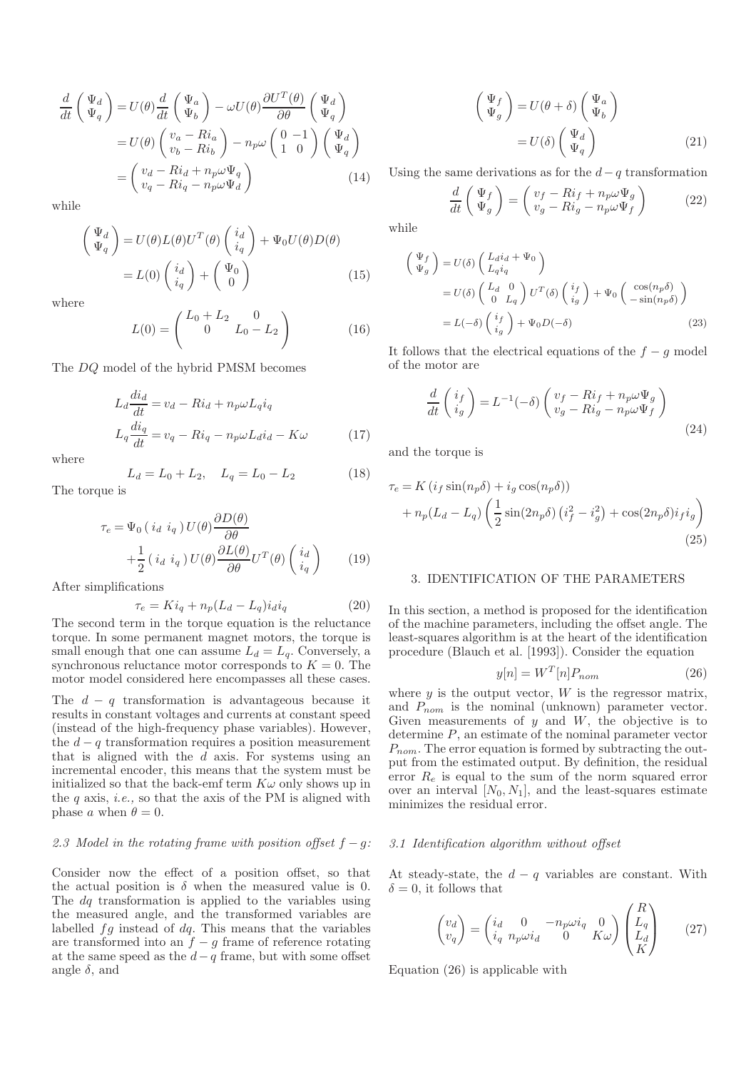$$\frac{d}{dt}\begin{pmatrix}\Psi_d\\ \Psi_q\end{pmatrix} = U(\theta)\frac{d}{dt}\begin{pmatrix}\Psi_a\\ \Psi_b\end{pmatrix} - \omega U(\theta)\frac{\partial U^T(\theta)}{\partial \theta}\begin{pmatrix}\Psi_d\\ \Psi_q\end{pmatrix}$$
$$= U(\theta)\begin{pmatrix}v_a - Ri_a\\ v_b - Ri_b\end{pmatrix} - n_p\omega\begin{pmatrix}0 & -1\\ 1 & 0\end{pmatrix}\begin{pmatrix}\Psi_d\\ \Psi_q\end{pmatrix}$$
$$= \begin{pmatrix}v_d - Ri_d + n_p\omega\Psi_q\\ v_q - Ri_q - n_p\omega\Psi_d\end{pmatrix} \tag{14}$$

while

$$\begin{pmatrix}\Psi_d\\ \Psi_q\end{pmatrix} = U(\theta)L(\theta)U^T(\theta)\begin{pmatrix}i_d\\ i_q\end{pmatrix} + \Psi_0 U(\theta)D(\theta)$$
$$= L(0)\begin{pmatrix}i_d\\ i_q\end{pmatrix} + \begin{pmatrix}\Psi_0\\ 0\end{pmatrix} \tag{15}$$

where

$$L(0) = \begin{pmatrix}L_0 + L_2 & 0\\ 0 & L_0 - L_2\end{pmatrix} \tag{16}$$

The $DQ$ model of the hybrid PMSM becomes

$$L_d\frac{di_d}{dt} = v_d - Ri_d + n_p\omega L_q i_q$$
$$L_q\frac{di_q}{dt} = v_q - Ri_q - n_p\omega L_d i_d - K\omega \tag{17}$$

where

$$L_d = L_0 + L_2, \quad L_q = L_0 - L_2 \tag{18}$$

The torque is

$$\tau_e = \Psi_0\begin{pmatrix}i_d & i_q\end{pmatrix}U(\theta)\frac{\partial D(\theta)}{\partial \theta}$$
$$+\frac{1}{2}\begin{pmatrix}i_d & i_q\end{pmatrix}U(\theta)\frac{\partial L(\theta)}{\partial \theta}U^T(\theta)\begin{pmatrix}i_d\\ i_q\end{pmatrix} \tag{19}$$

After simplifications

$$\tau_e = Ki_q + n_p(L_d - L_q)i_d i_q \tag{20}$$

The second term in the torque equation is the reluctance torque. In some permanent magnet motors, the torque is small enough that one can assume $L_d = L_q$. Conversely, a synchronous reluctance motor corresponds to $K = 0$. The motor model considered here encompasses all these cases.

The $d-q$ transformation is advantageous because it results in constant voltages and currents at constant speed (instead of the high-frequency phase variables). However, the $d-q$ transformation requires a position measurement that is aligned with the $d$ axis. For systems using an incremental encoder, this means that the system must be initialized so that the back-emf term $K\omega$ only shows up in the $q$ axis, *i.e.,* so that the axis of the PM is aligned with phase $a$ when $\theta = 0$.

### *2.3 Model in the rotating frame with position offset $f-g$:*

Consider now the effect of a position offset, so that the actual position is $\delta$ when the measured value is 0. The $dq$ transformation is applied to the variables using the measured angle, and the transformed variables are labelled $fg$ instead of $dq$. This means that the variables are transformed into an $f-g$ frame of reference rotating at the same speed as the $d-q$ frame, but with some offset angle $\delta$, and

$$\begin{pmatrix}\Psi_f\\ \Psi_g\end{pmatrix} = U(\theta+\delta)\begin{pmatrix}\Psi_a\\ \Psi_b\end{pmatrix}$$
$$= U(\delta)\begin{pmatrix}\Psi_d\\ \Psi_q\end{pmatrix} \tag{21}$$

Using the same derivations as for the $d-q$ transformation

$$\frac{d}{dt}\begin{pmatrix}\Psi_f\\ \Psi_g\end{pmatrix} = \begin{pmatrix}v_f - Ri_f + n_p\omega\Psi_g\\ v_g - Ri_g - n_p\omega\Psi_f\end{pmatrix} \tag{22}$$

while

$$\begin{pmatrix}\Psi_f\\ \Psi_g\end{pmatrix} = U(\delta)\begin{pmatrix}L_d i_d + \Psi_0\\ L_q i_q\end{pmatrix}$$
$$= U(\delta)\begin{pmatrix}L_d & 0\\ 0 & L_q\end{pmatrix}U^T(\delta)\begin{pmatrix}i_f\\ i_g\end{pmatrix} + \Psi_0\begin{pmatrix}\cos(n_p\delta)\\ -\sin(n_p\delta)\end{pmatrix}$$
$$= L(-\delta)\begin{pmatrix}i_f\\ i_g\end{pmatrix} + \Psi_0 D(-\delta) \tag{23}$$

It follows that the electrical equations of the $f-g$ model of the motor are

$$\frac{d}{dt}\begin{pmatrix}i_f\\ i_g\end{pmatrix} = L^{-1}(-\delta)\begin{pmatrix}v_f - Ri_f + n_p\omega\Psi_g\\ v_g - Ri_g - n_p\omega\Psi_f\end{pmatrix} \tag{24}$$

and the torque is

$$\tau_e = K\left(i_f\sin(n_p\delta) + i_g\cos(n_p\delta)\right)$$
$$+ n_p(L_d - L_q)\left(\frac{1}{2}\sin(2n_p\delta)\left(i_f^2 - i_g^2\right) + \cos(2n_p\delta)i_f i_g\right) \tag{25}$$

## 3. IDENTIFICATION OF THE PARAMETERS

In this section, a method is proposed for the identification of the machine parameters, including the offset angle. The least-squares algorithm is at the heart of the identification procedure (Blauch et al. [1993]). Consider the equation

$$y[n] = W^T[n]P_{nom} \tag{26}$$

where $y$ is the output vector, $W$ is the regressor matrix, and $P_{nom}$ is the nominal (unknown) parameter vector. Given measurements of $y$ and $W$, the objective is to determine $P$, an estimate of the nominal parameter vector $P_{nom}$. The error equation is formed by subtracting the output from the estimated output. By definition, the residual error $R_e$ is equal to the sum of the norm squared error over an interval $[N_0, N_1]$, and the least-squares estimate minimizes the residual error.

### *3.1 Identification algorithm without offset*

At steady-state, the $d-q$ variables are constant. With $\delta = 0$, it follows that

$$\begin{pmatrix}v_d\\ v_q\end{pmatrix} = \begin{pmatrix}i_d & 0 & -n_p\omega i_q & 0\\ i_q & n_p\omega i_d & 0 & K\omega\end{pmatrix}\begin{pmatrix}R\\ L_q\\ L_d\\ K\end{pmatrix} \tag{27}$$

Equation (26) is applicable with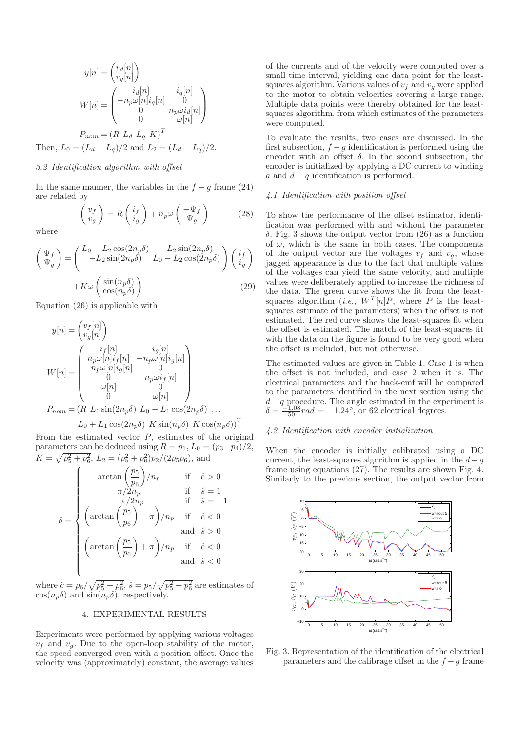$$y[n] = \begin{pmatrix} v_d[n] \\ v_q[n] \end{pmatrix}$$

$$W[n] = \begin{pmatrix} i_d[n] & i_q[n] \\ -n_p\omega[n]i_q[n] & 0 \\ 0 & n_p\omega i_d[n] \\ 0 & \omega[n] \end{pmatrix}$$

$$P_{nom} = (R \ L_d \ L_q \ K)^T$$

Then, $L_0 = (L_d + L_q)/2$ and $L_2 = (L_d - L_q)/2$.

### 3.2 Identification algorithm with offset

In the same manner, the variables in the $f-g$ frame (24) are related by

$$\begin{pmatrix} v_f \\ v_g \end{pmatrix} = R \begin{pmatrix} i_f \\ i_g \end{pmatrix} + n_p\omega \begin{pmatrix} -\Psi_f \\ \Psi_g \end{pmatrix} \tag{28}$$

where

$$\begin{pmatrix} \Psi_f \\ \Psi_g \end{pmatrix} = \begin{pmatrix} L_0 + L_2\cos(2n_p\delta) & -L_2\sin(2n_p\delta) \\ -L_2\sin(2n_p\delta) & L_0 - L_2\cos(2n_p\delta) \end{pmatrix} \begin{pmatrix} i_f \\ i_g \end{pmatrix} + K\omega \begin{pmatrix} \sin(n_p\delta) \\ \cos(n_p\delta) \end{pmatrix} \tag{29}$$

Equation (26) is applicable with

$$y[n] = \begin{pmatrix} v_f[n] \\ v_g[n] \end{pmatrix}$$

$$W[n] = \begin{pmatrix} i_f[n] & i_g[n] \\ n_p\omega[n]i_f[n] & -n_p\omega[n]i_g[n] \\ -n_p\omega[n]i_g[n] & 0 \\ 0 & n_p\omega i_f[n] \\ \omega[n] & 0 \\ 0 & \omega[n] \end{pmatrix}$$

$$P_{nom} = (R \ L_1\sin(2n_p\delta) \ L_0 - L_1\cos(2n_p\delta) \ \ldots \\ L_0 + L_1\cos(2n_p\delta) \ K\sin(n_p\delta) \ K\cos(n_p\delta))^T$$

From the estimated vector $P$, estimates of the original parameters can be deduced using $R = p_1$, $L_0 = (p_3+p_4)/2$, $K = \sqrt{p_5^2+p_6^2}$, $L_2 = (p_5^2+p_6^2)p_2/(2p_5p_6)$, and

$$\delta = \begin{cases} \arctan\left(\dfrac{p_5}{p_6}\right)/n_p & \text{if} \quad \hat{c} > 0 \\ \pi/2n_p & \text{if} \quad \hat{s} = 1 \\ -\pi/2n_p & \text{if} \quad \hat{s} = -1 \\ \left(\arctan\left(\dfrac{p_5}{p_6}\right) - \pi\right)/n_p & \text{if} \quad \hat{c} < 0 \\ & \text{and} \quad \hat{s} > 0 \\ \left(\arctan\left(\dfrac{p_5}{p_6}\right) + \pi\right)/n_p & \text{if} \quad \hat{c} < 0 \\ & \text{and} \quad \hat{s} < 0 \end{cases}$$

where $\hat{c} = p_6/\sqrt{p_5^2+p_6^2}$, $\hat{s} = p_5/\sqrt{p_5^2+p_6^2}$ are estimates of $\cos(n_p\delta)$ and $\sin(n_p\delta)$, respectively.

## 4. EXPERIMENTAL RESULTS

Experiments were performed by applying various voltages $v_f$ and $v_g$. Due to the open-loop stability of the motor, the speed converged even with a position offset. Once the velocity was (approximately) constant, the average values of the currents and of the velocity were computed over a small time interval, yielding one data point for the least-squares algorithm. Various values of $v_f$ and $v_g$ were applied to the motor to obtain velocities covering a large range. Multiple data points were thereby obtained for the least-squares algorithm, from which estimates of the parameters were computed.

To evaluate the results, two cases are discussed. In the first subsection, $f-g$ identification is performed using the encoder with an offset $\delta$. In the second subsection, the encoder is initialized by applying a DC current to winding $a$ and $d-q$ identification is performed.

### 4.1 Identification with position offset

To show the performance of the offset estimator, identification was performed with and without the parameter $\delta$. Fig. 3 shows the output vector from (26) as a function of $\omega$, which is the same in both cases. The components of the output vector are the voltages $v_f$ and $v_g$, whose jagged appearance is due to the fact that multiple values of the voltages can yield the same velocity, and multiple values were deliberately applied to increase the richness of the data. The green curve shows the fit from the least-squares algorithm (*i.e.,* $W^T[n]P$, where $P$ is the least-squares estimate of the parameters) when the offset is not estimated. The red curve shows the least-squares fit when the offset is estimated. The match of the least-squares fit with the data on the figure is found to be very good when the offset is included, but not otherwise.

The estimated values are given in Table 1. Case 1 is when the offset is not included, and case 2 when it is. The electrical parameters and the back-emf will be compared to the parameters identified in the next section using the $d-q$ procedure. The angle estimated in the experiment is $\delta = \frac{-1.08}{50} rad = -1.24°$, or 62 electrical degrees.

### 4.2 Identification with encoder initialization

When the encoder is initially calibrated using a DC current, the least-squares algorithm is applied in the $d-q$ frame using equations (27). The results are shown Fig. 4. Similarly to the previous section, the output vector from

Fig. 3. Representation of the identification of the electrical parameters and the calibrage offset in the $f-g$ frame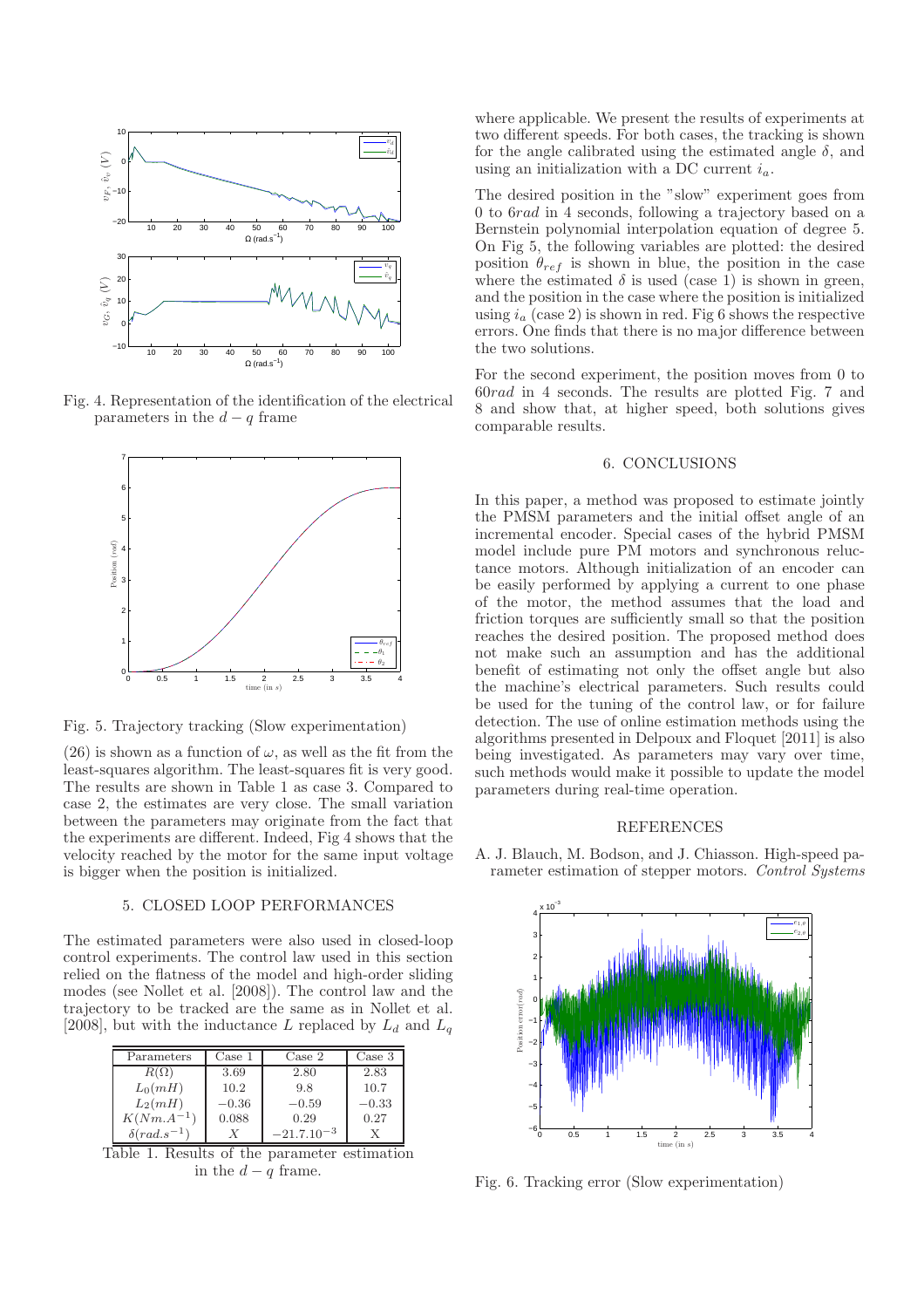Fig. 4. Representation of the identification of the electrical parameters in the $d-q$ frame

Fig. 5. Trajectory tracking (Slow experimentation)

(26) is shown as a function of $\omega$, as well as the fit from the least-squares algorithm. The least-squares fit is very good. The results are shown in Table 1 as case 3. Compared to case 2, the estimates are very close. The small variation between the parameters may originate from the fact that the experiments are different. Indeed, Fig 4 shows that the velocity reached by the motor for the same input voltage is bigger when the position is initialized.

## 5. CLOSED LOOP PERFORMANCES

The estimated parameters were also used in closed-loop control experiments. The control law used in this section relied on the flatness of the model and high-order sliding modes (see Nollet et al. [2008]). The control law and the trajectory to be tracked are the same as in Nollet et al. [2008], but with the inductance $L$ replaced by $L_d$ and $L_q$

| Parameters | Case 1 | Case 2 | Case 3 |
|---|---|---|---|
| $R(\Omega)$ | 3.69 | 2.80 | 2.83 |
| $L_0(mH)$ | 10.2 | 9.8 | 10.7 |
| $L_2(mH)$ | $-0.36$ | $-0.59$ | $-0.33$ |
| $K(Nm.A^{-1})$ | 0.088 | 0.29 | 0.27 |
| $\delta(rad.s^{-1})$ | $X$ | $-21.7.10^{-3}$ | X |

Table 1. Results of the parameter estimation in the $d-q$ frame.

where applicable. We present the results of experiments at two different speeds. For both cases, the tracking is shown for the angle calibrated using the estimated angle $\delta$, and using an initialization with a DC current $i_a$.

The desired position in the "slow" experiment goes from 0 to $6rad$ in 4 seconds, following a trajectory based on a Bernstein polynomial interpolation equation of degree 5. On Fig 5, the following variables are plotted: the desired position $\theta_{ref}$ is shown in blue, the position in the case where the estimated $\delta$ is used (case 1) is shown in green, and the position in the case where the position is initialized using $i_a$ (case 2) is shown in red. Fig 6 shows the respective errors. One finds that there is no major difference between the two solutions.

For the second experiment, the position moves from 0 to $60rad$ in 4 seconds. The results are plotted Fig. 7 and 8 and show that, at higher speed, both solutions gives comparable results.

## 6. CONCLUSIONS

In this paper, a method was proposed to estimate jointly the PMSM parameters and the initial offset angle of an incremental encoder. Special cases of the hybrid PMSM model include pure PM motors and synchronous reluctance motors. Although initialization of an encoder can be easily performed by applying a current to one phase of the motor, the method assumes that the load and friction torques are sufficiently small so that the position reaches the desired position. The proposed method does not make such an assumption and has the additional benefit of estimating not only the offset angle but also the machine's electrical parameters. Such results could be used for the tuning of the control law, or for failure detection. The use of online estimation methods using the algorithms presented in Delpoux and Floquet [2011] is also being investigated. As parameters may vary over time, such methods would make it possible to update the model parameters during real-time operation.

## REFERENCES

A. J. Blauch, M. Bodson, and J. Chiasson. High-speed parameter estimation of stepper motors. *Control Systems*

Fig. 6. Tracking error (Slow experimentation)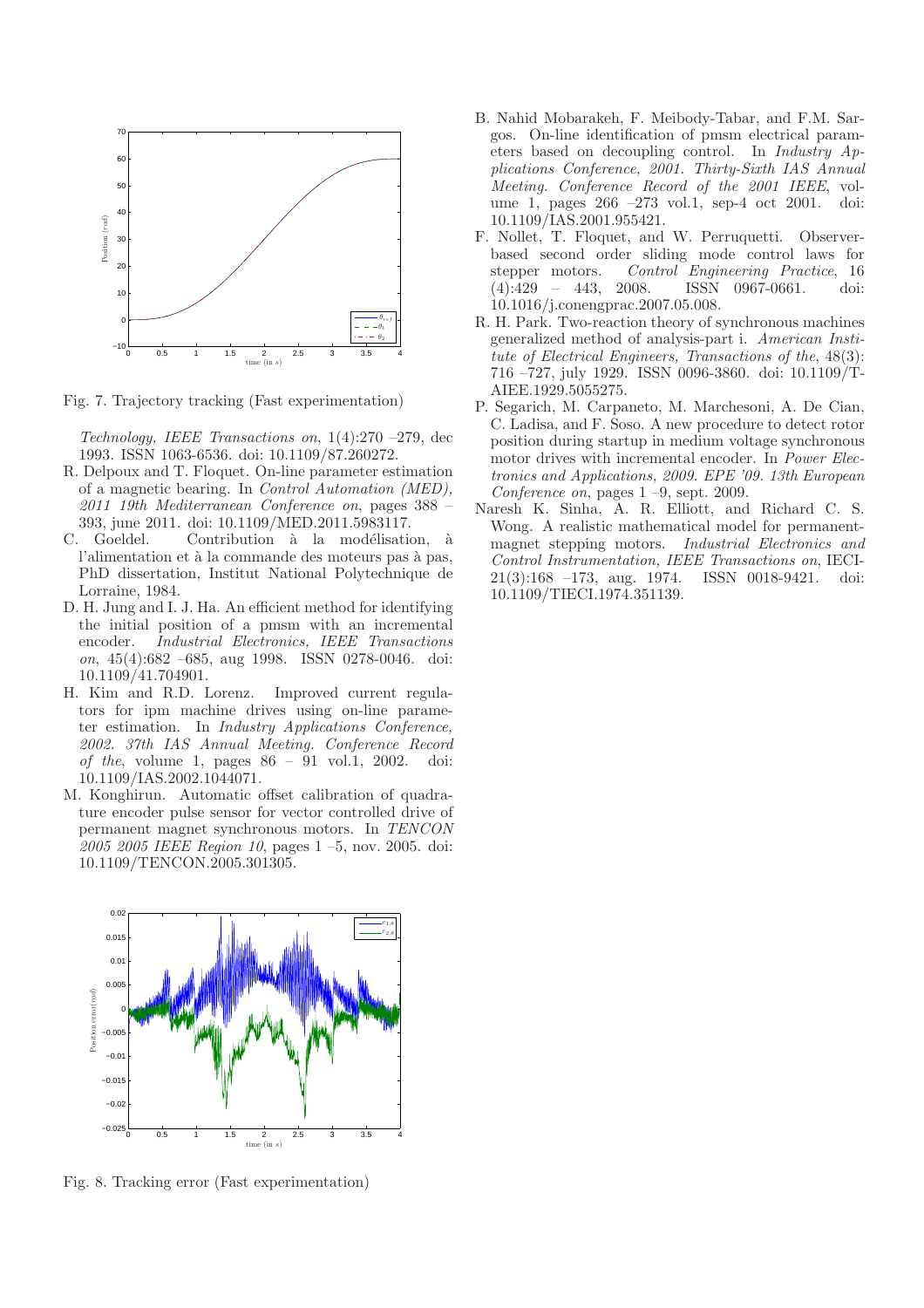70
60
50
40
30
20
10
0
−10

Position (rad)

0 0.5 1 1.5 2 2.5 3 3.5 4

time (in s)

$\theta_{ref}$
$\theta_1$
$\theta_2$

Fig. 7. Trajectory tracking (Fast experimentation)

0.02
0.015
0.01
0.005
0
−0.005
−0.01
−0.015
−0.02
−0.025

Position error(rad)

0 0.5 1 1.5 2 2.5 3 3.5 4

time (in s)

$e_{1,\theta}$
$e_{2,\theta}$

Fig. 8. Tracking error (Fast experimentation)

*Technology, IEEE Transactions on*, 1(4):270 –279, dec 1993. ISSN 1063-6536. doi: 10.1109/87.260272.

R. Delpoux and T. Floquet. On-line parameter estimation of a magnetic bearing. In *Control Automation (MED), 2011 19th Mediterranean Conference on*, pages 388 – 393, june 2011. doi: 10.1109/MED.2011.5983117.

C. Goeldel. Contribution à la modélisation, à l'alimentation et à la commande des moteurs pas à pas, PhD dissertation, Institut National Polytechnique de Lorraine, 1984.

D. H. Jung and I. J. Ha. An efficient method for identifying the initial position of a pmsm with an incremental encoder. *Industrial Electronics, IEEE Transactions on*, 45(4):682 –685, aug 1998. ISSN 0278-0046. doi: 10.1109/41.704901.

H. Kim and R.D. Lorenz. Improved current regulators for ipm machine drives using on-line parameter estimation. In *Industry Applications Conference, 2002. 37th IAS Annual Meeting. Conference Record of the*, volume 1, pages 86 – 91 vol.1, 2002. doi: 10.1109/IAS.2002.1044071.

M. Konghirun. Automatic offset calibration of quadrature encoder pulse sensor for vector controlled drive of permanent magnet synchronous motors. In *TENCON 2005 2005 IEEE Region 10*, pages 1 –5, nov. 2005. doi: 10.1109/TENCON.2005.301305.

B. Nahid Mobarakeh, F. Meibody-Tabar, and F.M. Sargos. On-line identification of pmsm electrical parameters based on decoupling control. In *Industry Applications Conference, 2001. Thirty-Sixth IAS Annual Meeting. Conference Record of the 2001 IEEE*, volume 1, pages 266 –273 vol.1, sep-4 oct 2001. doi: 10.1109/IAS.2001.955421.

F. Nollet, T. Floquet, and W. Perruquetti. Observer-based second order sliding mode control laws for stepper motors. *Control Engineering Practice*, 16 (4):429 – 443, 2008. ISSN 0967-0661. doi: 10.1016/j.conengprac.2007.05.008.

R. H. Park. Two-reaction theory of synchronous machines generalized method of analysis-part i. *American Institute of Electrical Engineers, Transactions of the*, 48(3): 716 –727, july 1929. ISSN 0096-3860. doi: 10.1109/T-AIEE.1929.5055275.

P. Segarich, M. Carpaneto, M. Marchesoni, A. De Cian, C. Ladisa, and F. Soso. A new procedure to detect rotor position during startup in medium voltage synchronous motor drives with incremental encoder. In *Power Electronics and Applications, 2009. EPE '09. 13th European Conference on*, pages 1 –9, sept. 2009.

Naresh K. Sinha, A. R. Elliott, and Richard C. S. Wong. A realistic mathematical model for permanent-magnet stepping motors. *Industrial Electronics and Control Instrumentation, IEEE Transactions on*, IECI-21(3):168 –173, aug. 1974. ISSN 0018-9421. doi: 10.1109/TIECI.1974.351139.